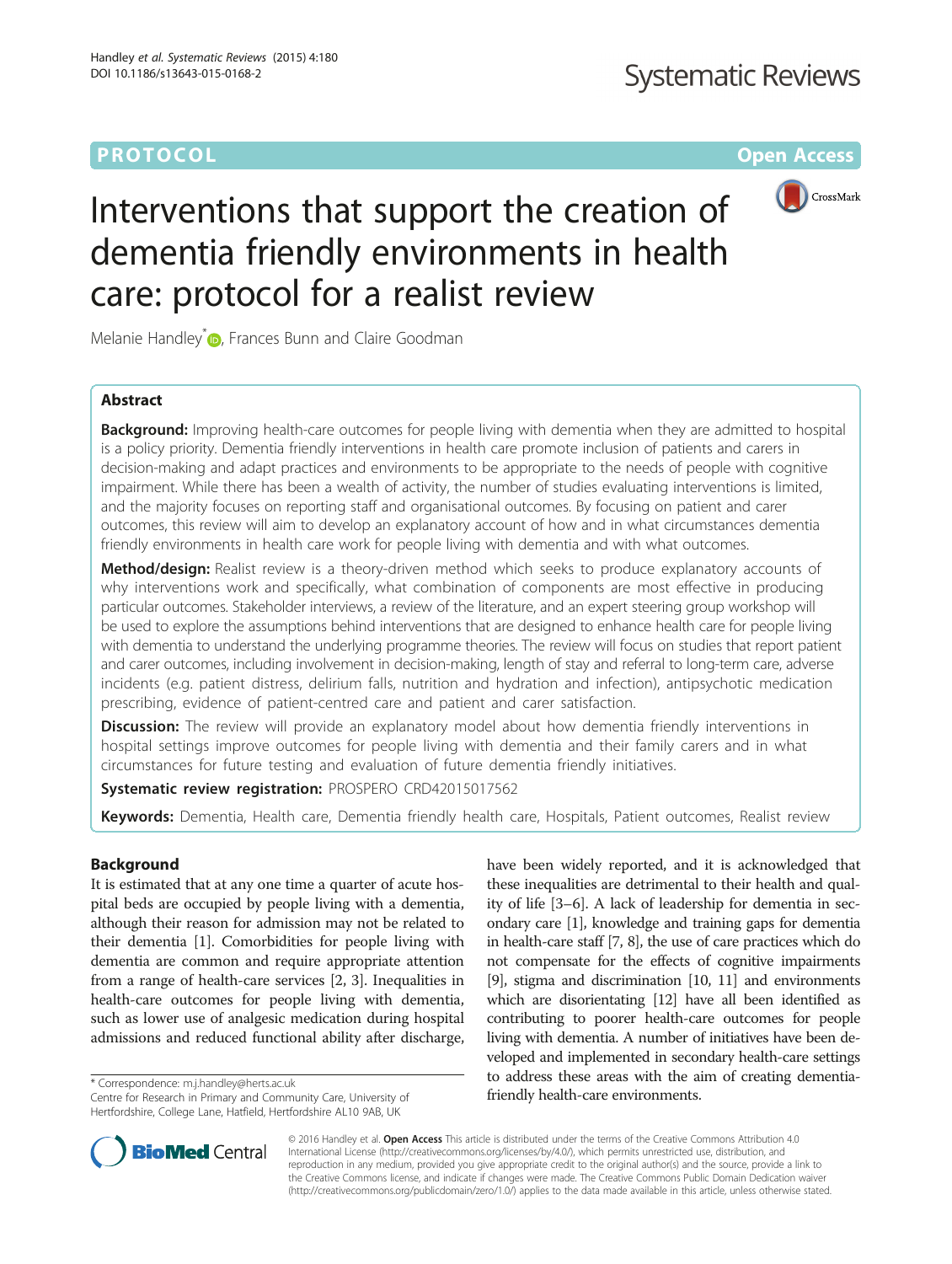**PROTOCOL** **Open Access**

# Interventions that support the creation of dementia friendly environments in health care: protocol for a realist review

Melanie Handley*, Frances Bunn and Claire Goodman

## Abstract

**Background:** Improving health-care outcomes for people living with dementia when they are admitted to hospital is a policy priority. Dementia friendly interventions in health care promote inclusion of patients and carers in decision-making and adapt practices and environments to be appropriate to the needs of people with cognitive impairment. While there has been a wealth of activity, the number of studies evaluating interventions is limited, and the majority focuses on reporting staff and organisational outcomes. By focusing on patient and carer outcomes, this review will aim to develop an explanatory account of how and in what circumstances dementia friendly environments in health care work for people living with dementia and with what outcomes.

**Method/design:** Realist review is a theory-driven method which seeks to produce explanatory accounts of why interventions work and specifically, what combination of components are most effective in producing particular outcomes. Stakeholder interviews, a review of the literature, and an expert steering group workshop will be used to explore the assumptions behind interventions that are designed to enhance health care for people living with dementia to understand the underlying programme theories. The review will focus on studies that report patient and carer outcomes, including involvement in decision-making, length of stay and referral to long-term care, adverse incidents (e.g. patient distress, delirium falls, nutrition and hydration and infection), antipsychotic medication prescribing, evidence of patient-centred care and patient and carer satisfaction.

**Discussion:** The review will provide an explanatory model about how dementia friendly interventions in hospital settings improve outcomes for people living with dementia and their family carers and in what circumstances for future testing and evaluation of future dementia friendly initiatives.

**Systematic review registration:** PROSPERO CRD42015017562

**Keywords:** Dementia, Health care, Dementia friendly health care, Hospitals, Patient outcomes, Realist review

## Background

It is estimated that at any one time a quarter of acute hospital beds are occupied by people living with a dementia, although their reason for admission may not be related to their dementia [1]. Comorbidities for people living with dementia are common and require appropriate attention from a range of health-care services [2, 3]. Inequalities in health-care outcomes for people living with dementia, such as lower use of analgesic medication during hospital admissions and reduced functional ability after discharge, have been widely reported, and it is acknowledged that these inequalities are detrimental to their health and quality of life [3–6]. A lack of leadership for dementia in secondary care [1], knowledge and training gaps for dementia in health-care staff [7, 8], the use of care practices which do not compensate for the effects of cognitive impairments [9], stigma and discrimination [10, 11] and environments which are disorientating [12] have all been identified as contributing to poorer health-care outcomes for people living with dementia. A number of initiatives have been developed and implemented in secondary health-care settings to address these areas with the aim of creating dementia-friendly health-care environments.

\* Correspondence: m.j.handley@herts.ac.uk
Centre for Research in Primary and Community Care, University of Hertfordshire, College Lane, Hatfield, Hertfordshire AL10 9AB, UK

© 2016 Handley et al. **Open Access** This article is distributed under the terms of the Creative Commons Attribution 4.0 International License (http://creativecommons.org/licenses/by/4.0/), which permits unrestricted use, distribution, and reproduction in any medium, provided you give appropriate credit to the original author(s) and the source, provide a link to the Creative Commons license, and indicate if changes were made. The Creative Commons Public Domain Dedication waiver (http://creativecommons.org/publicdomain/zero/1.0/) applies to the data made available in this article, unless otherwise stated.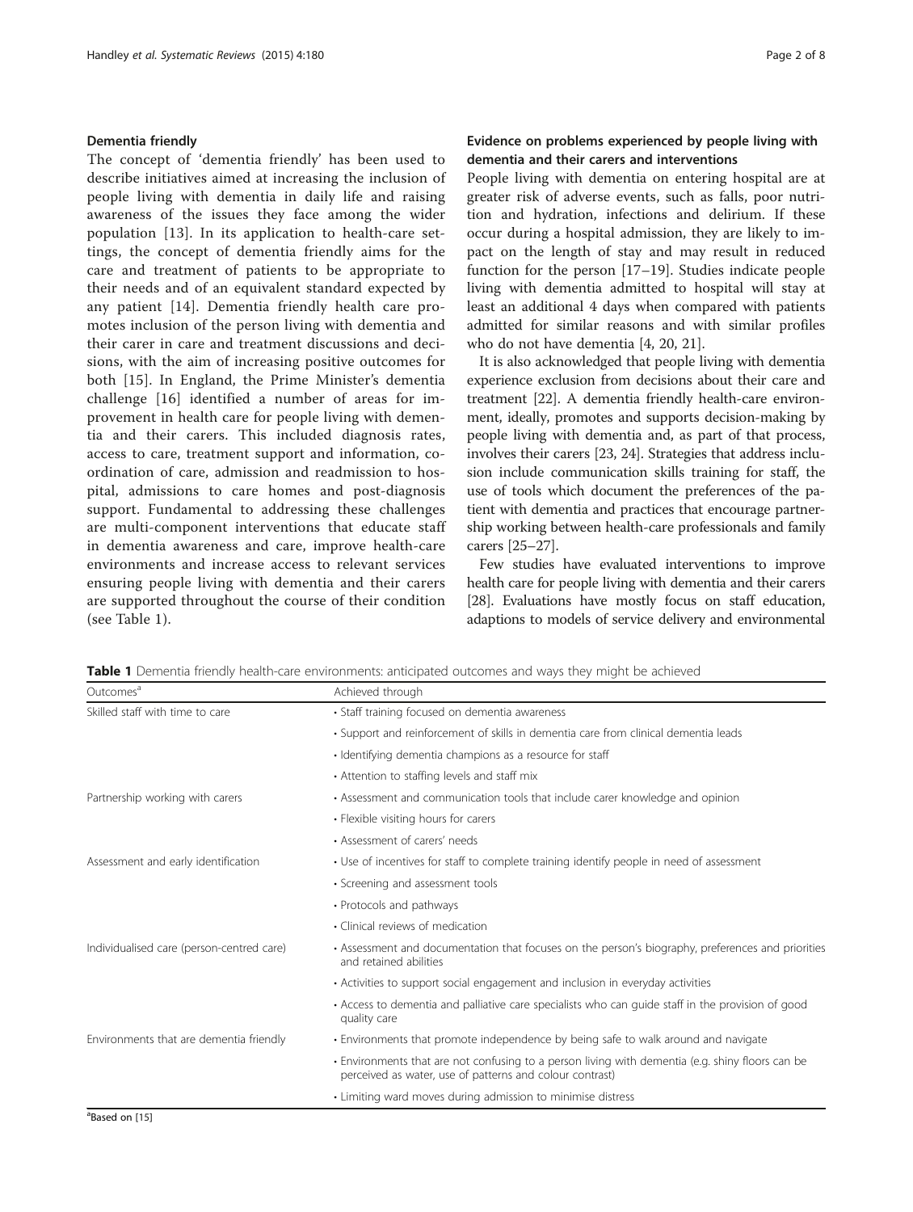### Dementia friendly

The concept of 'dementia friendly' has been used to describe initiatives aimed at increasing the inclusion of people living with dementia in daily life and raising awareness of the issues they face among the wider population [13]. In its application to health-care settings, the concept of dementia friendly aims for the care and treatment of patients to be appropriate to their needs and of an equivalent standard expected by any patient [14]. Dementia friendly health care promotes inclusion of the person living with dementia and their carer in care and treatment discussions and decisions, with the aim of increasing positive outcomes for both [15]. In England, the Prime Minister's dementia challenge [16] identified a number of areas for improvement in health care for people living with dementia and their carers. This included diagnosis rates, access to care, treatment support and information, coordination of care, admission and readmission to hospital, admissions to care homes and post-diagnosis support. Fundamental to addressing these challenges are multi-component interventions that educate staff in dementia awareness and care, improve health-care environments and increase access to relevant services ensuring people living with dementia and their carers are supported throughout the course of their condition (see Table 1).

### Evidence on problems experienced by people living with dementia and their carers and interventions

People living with dementia on entering hospital are at greater risk of adverse events, such as falls, poor nutrition and hydration, infections and delirium. If these occur during a hospital admission, they are likely to impact on the length of stay and may result in reduced function for the person [17–19]. Studies indicate people living with dementia admitted to hospital will stay at least an additional 4 days when compared with patients admitted for similar reasons and with similar profiles who do not have dementia [4, 20, 21].

It is also acknowledged that people living with dementia experience exclusion from decisions about their care and treatment [22]. A dementia friendly health-care environment, ideally, promotes and supports decision-making by people living with dementia and, as part of that process, involves their carers [23, 24]. Strategies that address inclusion include communication skills training for staff, the use of tools which document the preferences of the patient with dementia and practices that encourage partnership working between health-care professionals and family carers [25–27].

Few studies have evaluated interventions to improve health care for people living with dementia and their carers [28]. Evaluations have mostly focus on staff education, adaptions to models of service delivery and environmental

**Table 1** Dementia friendly health-care environments: anticipated outcomes and ways they might be achieved

| Outcomes[a] | Achieved through |
|---|---|
| Skilled staff with time to care | • Staff training focused on dementia awareness |
| | • Support and reinforcement of skills in dementia care from clinical dementia leads |
| | • Identifying dementia champions as a resource for staff |
| | • Attention to staffing levels and staff mix |
| Partnership working with carers | • Assessment and communication tools that include carer knowledge and opinion |
| | • Flexible visiting hours for carers |
| | • Assessment of carers' needs |
| Assessment and early identification | • Use of incentives for staff to complete training identify people in need of assessment |
| | • Screening and assessment tools |
| | • Protocols and pathways |
| | • Clinical reviews of medication |
| Individualised care (person-centred care) | • Assessment and documentation that focuses on the person's biography, preferences and priorities and retained abilities |
| | • Activities to support social engagement and inclusion in everyday activities |
| | • Access to dementia and palliative care specialists who can guide staff in the provision of good quality care |
| Environments that are dementia friendly | • Environments that promote independence by being safe to walk around and navigate |
| | • Environments that are not confusing to a person living with dementia (e.g. shiny floors can be perceived as water, use of patterns and colour contrast) |
| | • Limiting ward moves during admission to minimise distress |

[a]Based on [15]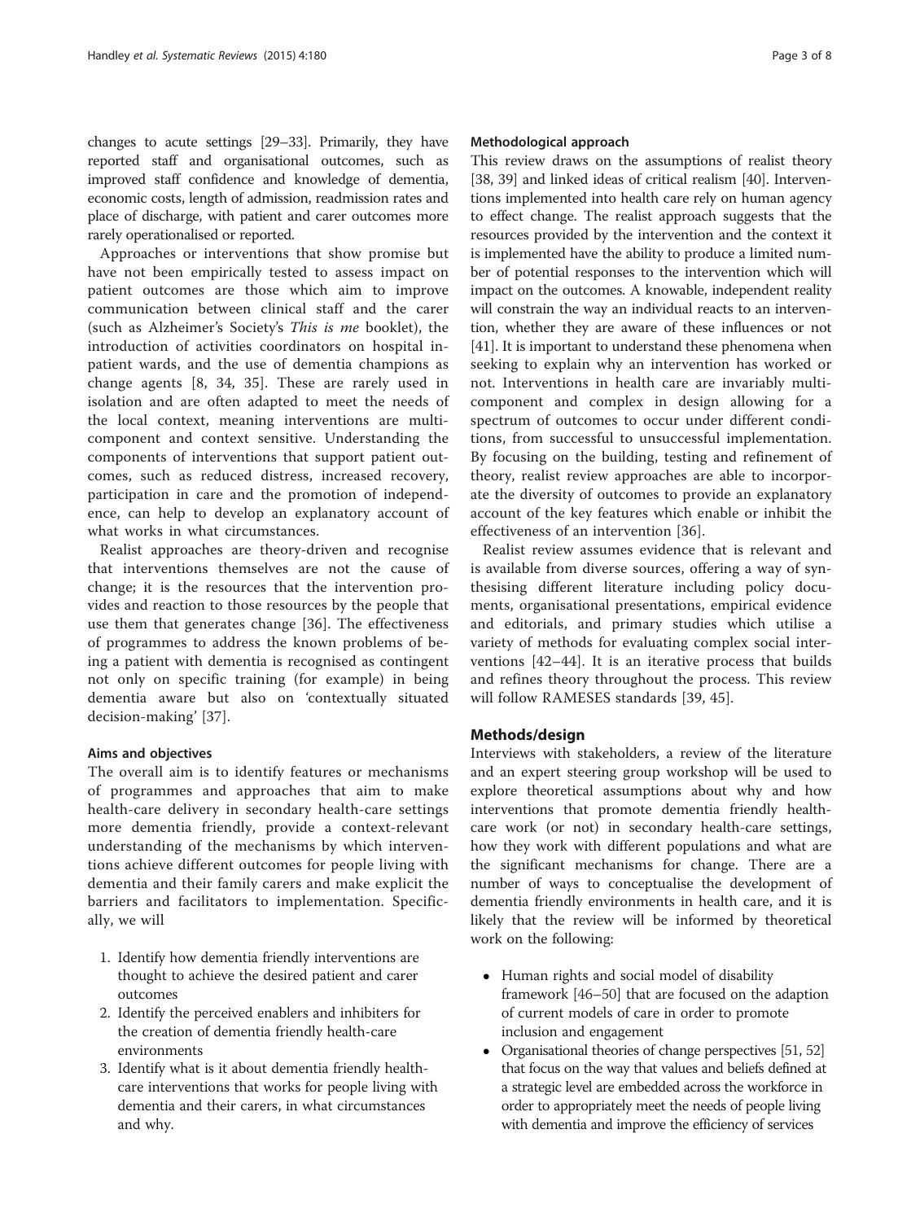changes to acute settings [29–33]. Primarily, they have reported staff and organisational outcomes, such as improved staff confidence and knowledge of dementia, economic costs, length of admission, readmission rates and place of discharge, with patient and carer outcomes more rarely operationalised or reported.

Approaches or interventions that show promise but have not been empirically tested to assess impact on patient outcomes are those which aim to improve communication between clinical staff and the carer (such as Alzheimer's Society's *This is me* booklet), the introduction of activities coordinators on hospital inpatient wards, and the use of dementia champions as change agents [8, 34, 35]. These are rarely used in isolation and are often adapted to meet the needs of the local context, meaning interventions are multi-component and context sensitive. Understanding the components of interventions that support patient outcomes, such as reduced distress, increased recovery, participation in care and the promotion of independence, can help to develop an explanatory account of what works in what circumstances.

Realist approaches are theory-driven and recognise that interventions themselves are not the cause of change; it is the resources that the intervention provides and reaction to those resources by the people that use them that generates change [36]. The effectiveness of programmes to address the known problems of being a patient with dementia is recognised as contingent not only on specific training (for example) in being dementia aware but also on 'contextually situated decision-making' [37].

### Aims and objectives

The overall aim is to identify features or mechanisms of programmes and approaches that aim to make health-care delivery in secondary health-care settings more dementia friendly, provide a context-relevant understanding of the mechanisms by which interventions achieve different outcomes for people living with dementia and their family carers and make explicit the barriers and facilitators to implementation. Specifically, we will

1. Identify how dementia friendly interventions are thought to achieve the desired patient and carer outcomes
2. Identify the perceived enablers and inhibiters for the creation of dementia friendly health-care environments
3. Identify what is it about dementia friendly health-care interventions that works for people living with dementia and their carers, in what circumstances and why.

### Methodological approach

This review draws on the assumptions of realist theory [38, 39] and linked ideas of critical realism [40]. Interventions implemented into health care rely on human agency to effect change. The realist approach suggests that the resources provided by the intervention and the context it is implemented have the ability to produce a limited number of potential responses to the intervention which will impact on the outcomes. A knowable, independent reality will constrain the way an individual reacts to an intervention, whether they are aware of these influences or not [41]. It is important to understand these phenomena when seeking to explain why an intervention has worked or not. Interventions in health care are invariably multi-component and complex in design allowing for a spectrum of outcomes to occur under different conditions, from successful to unsuccessful implementation. By focusing on the building, testing and refinement of theory, realist review approaches are able to incorporate the diversity of outcomes to provide an explanatory account of the key features which enable or inhibit the effectiveness of an intervention [36].

Realist review assumes evidence that is relevant and is available from diverse sources, offering a way of synthesising different literature including policy documents, organisational presentations, empirical evidence and editorials, and primary studies which utilise a variety of methods for evaluating complex social interventions [42–44]. It is an iterative process that builds and refines theory throughout the process. This review will follow RAMESES standards [39, 45].

## Methods/design

Interviews with stakeholders, a review of the literature and an expert steering group workshop will be used to explore theoretical assumptions about why and how interventions that promote dementia friendly health-care work (or not) in secondary health-care settings, how they work with different populations and what are the significant mechanisms for change. There are a number of ways to conceptualise the development of dementia friendly environments in health care, and it is likely that the review will be informed by theoretical work on the following:

- Human rights and social model of disability framework [46–50] that are focused on the adaption of current models of care in order to promote inclusion and engagement
- Organisational theories of change perspectives [51, 52] that focus on the way that values and beliefs defined at a strategic level are embedded across the workforce in order to appropriately meet the needs of people living with dementia and improve the efficiency of services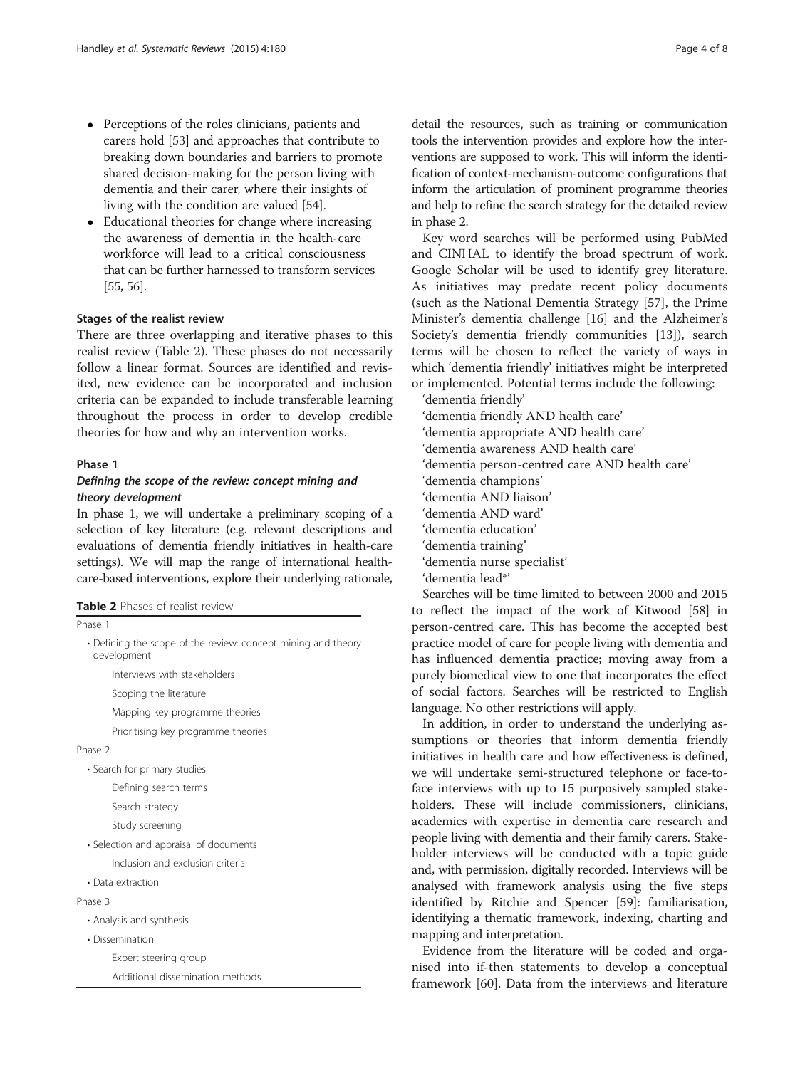- Perceptions of the roles clinicians, patients and carers hold [53] and approaches that contribute to breaking down boundaries and barriers to promote shared decision-making for the person living with dementia and their carer, where their insights of living with the condition are valued [54].
- Educational theories for change where increasing the awareness of dementia in the health-care workforce will lead to a critical consciousness that can be further harnessed to transform services [55, 56].

### Stages of the realist review

There are three overlapping and iterative phases to this realist review (Table 2). These phases do not necessarily follow a linear format. Sources are identified and revisited, new evidence can be incorporated and inclusion criteria can be expanded to include transferable learning throughout the process in order to develop credible theories for how and why an intervention works.

### Phase 1

#### *Defining the scope of the review: concept mining and theory development*

In phase 1, we will undertake a preliminary scoping of a selection of key literature (e.g. relevant descriptions and evaluations of dementia friendly initiatives in health-care settings). We will map the range of international health-care-based interventions, explore their underlying rationale, detail the resources, such as training or communication tools the intervention provides and explore how the interventions are supposed to work. This will inform the identification of context-mechanism-outcome configurations that inform the articulation of prominent programme theories and help to refine the search strategy for the detailed review in phase 2.

**Table 2** Phases of realist review

| Phase 1 |
|---|
| • Defining the scope of the review: concept mining and theory development |
| Interviews with stakeholders |
| Scoping the literature |
| Mapping key programme theories |
| Prioritising key programme theories |
| Phase 2 |
| • Search for primary studies |
| Defining search terms |
| Search strategy |
| Study screening |
| • Selection and appraisal of documents |
| Inclusion and exclusion criteria |
| • Data extraction |
| Phase 3 |
| • Analysis and synthesis |
| • Dissemination |
| Expert steering group |
| Additional dissemination methods |

Key word searches will be performed using PubMed and CINHAL to identify the broad spectrum of work. Google Scholar will be used to identify grey literature. As initiatives may predate recent policy documents (such as the National Dementia Strategy [57], the Prime Minister's dementia challenge [16] and the Alzheimer's Society's dementia friendly communities [13]), search terms will be chosen to reflect the variety of ways in which 'dementia friendly' initiatives might be interpreted or implemented. Potential terms include the following:

'dementia friendly'
'dementia friendly AND health care'
'dementia appropriate AND health care'
'dementia awareness AND health care'
'dementia person-centred care AND health care'
'dementia champions'
'dementia AND liaison'
'dementia AND ward'
'dementia education'
'dementia training'
'dementia nurse specialist'
'dementia lead*'

Searches will be time limited to between 2000 and 2015 to reflect the impact of the work of Kitwood [58] in person-centred care. This has become the accepted best practice model of care for people living with dementia and has influenced dementia practice; moving away from a purely biomedical view to one that incorporates the effect of social factors. Searches will be restricted to English language. No other restrictions will apply.

In addition, in order to understand the underlying assumptions or theories that inform dementia friendly initiatives in health care and how effectiveness is defined, we will undertake semi-structured telephone or face-to-face interviews with up to 15 purposively sampled stakeholders. These will include commissioners, clinicians, academics with expertise in dementia care research and people living with dementia and their family carers. Stakeholder interviews will be conducted with a topic guide and, with permission, digitally recorded. Interviews will be analysed with framework analysis using the five steps identified by Ritchie and Spencer [59]: familiarisation, identifying a thematic framework, indexing, charting and mapping and interpretation.

Evidence from the literature will be coded and organised into if-then statements to develop a conceptual framework [60]. Data from the interviews and literature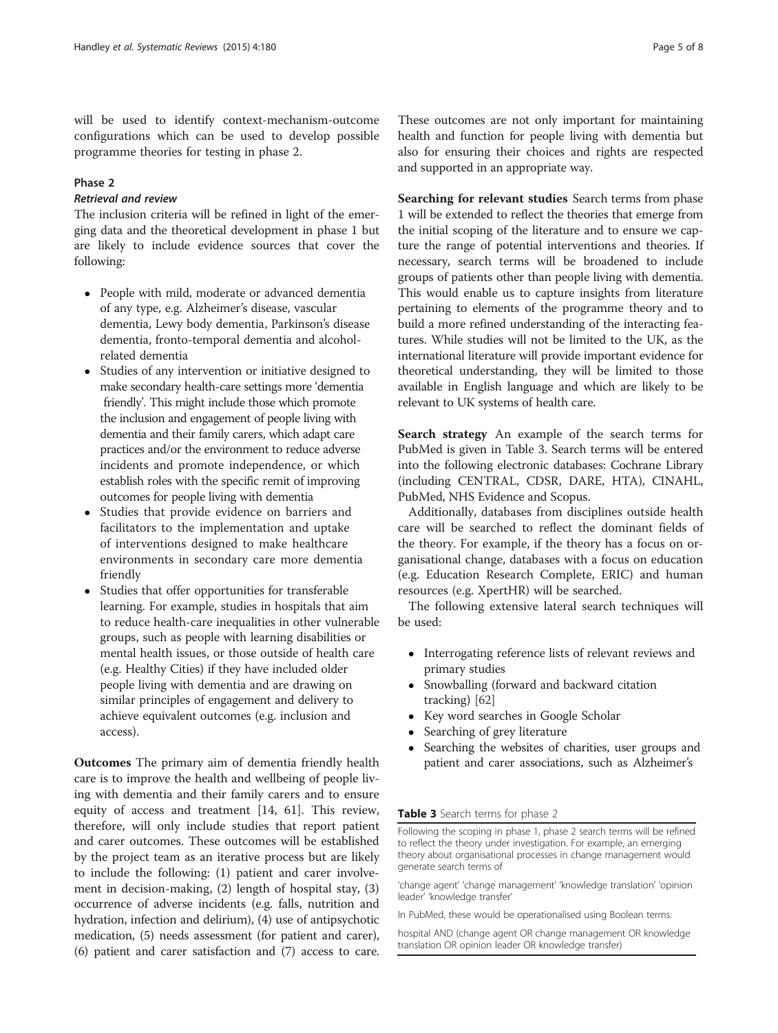will be used to identify context-mechanism-outcome configurations which can be used to develop possible programme theories for testing in phase 2.

### Phase 2

#### *Retrieval and review*

The inclusion criteria will be refined in light of the emerging data and the theoretical development in phase 1 but are likely to include evidence sources that cover the following:

- People with mild, moderate or advanced dementia of any type, e.g. Alzheimer's disease, vascular dementia, Lewy body dementia, Parkinson's disease dementia, fronto-temporal dementia and alcohol-related dementia
- Studies of any intervention or initiative designed to make secondary health-care settings more 'dementia friendly'. This might include those which promote the inclusion and engagement of people living with dementia and their family carers, which adapt care practices and/or the environment to reduce adverse incidents and promote independence, or which establish roles with the specific remit of improving outcomes for people living with dementia
- Studies that provide evidence on barriers and facilitators to the implementation and uptake of interventions designed to make healthcare environments in secondary care more dementia friendly
- Studies that offer opportunities for transferable learning. For example, studies in hospitals that aim to reduce health-care inequalities in other vulnerable groups, such as people with learning disabilities or mental health issues, or those outside of health care (e.g. Healthy Cities) if they have included older people living with dementia and are drawing on similar principles of engagement and delivery to achieve equivalent outcomes (e.g. inclusion and access).

**Outcomes** The primary aim of dementia friendly health care is to improve the health and wellbeing of people living with dementia and their family carers and to ensure equity of access and treatment [14, 61]. This review, therefore, will only include studies that report patient and carer outcomes. These outcomes will be established by the project team as an iterative process but are likely to include the following: (1) patient and carer involvement in decision-making, (2) length of hospital stay, (3) occurrence of adverse incidents (e.g. falls, nutrition and hydration, infection and delirium), (4) use of antipsychotic medication, (5) needs assessment (for patient and carer), (6) patient and carer satisfaction and (7) access to care. These outcomes are not only important for maintaining health and function for people living with dementia but also for ensuring their choices and rights are respected and supported in an appropriate way.

**Searching for relevant studies** Search terms from phase 1 will be extended to reflect the theories that emerge from the initial scoping of the literature and to ensure we capture the range of potential interventions and theories. If necessary, search terms will be broadened to include groups of patients other than people living with dementia. This would enable us to capture insights from literature pertaining to elements of the programme theory and to build a more refined understanding of the interacting features. While studies will not be limited to the UK, as the international literature will provide important evidence for theoretical understanding, they will be limited to those available in English language and which are likely to be relevant to UK systems of health care.

**Search strategy** An example of the search terms for PubMed is given in Table 3. Search terms will be entered into the following electronic databases: Cochrane Library (including CENTRAL, CDSR, DARE, HTA), CINAHL, PubMed, NHS Evidence and Scopus.

Additionally, databases from disciplines outside health care will be searched to reflect the dominant fields of the theory. For example, if the theory has a focus on organisational change, databases with a focus on education (e.g. Education Research Complete, ERIC) and human resources (e.g. XpertHR) will be searched.

The following extensive lateral search techniques will be used:

- Interrogating reference lists of relevant reviews and primary studies
- Snowballing (forward and backward citation tracking) [62]
- Key word searches in Google Scholar
- Searching of grey literature
- Searching the websites of charities, user groups and patient and carer associations, such as Alzheimer's

**Table 3** Search terms for phase 2

Following the scoping in phase 1, phase 2 search terms will be refined to reflect the theory under investigation. For example, an emerging theory about organisational processes in change management would generate search terms of

'change agent' 'change management' 'knowledge translation' 'opinion leader' 'knowledge transfer'

In PubMed, these would be operationalised using Boolean terms:

hospital AND (change agent OR change management OR knowledge translation OR opinion leader OR knowledge transfer)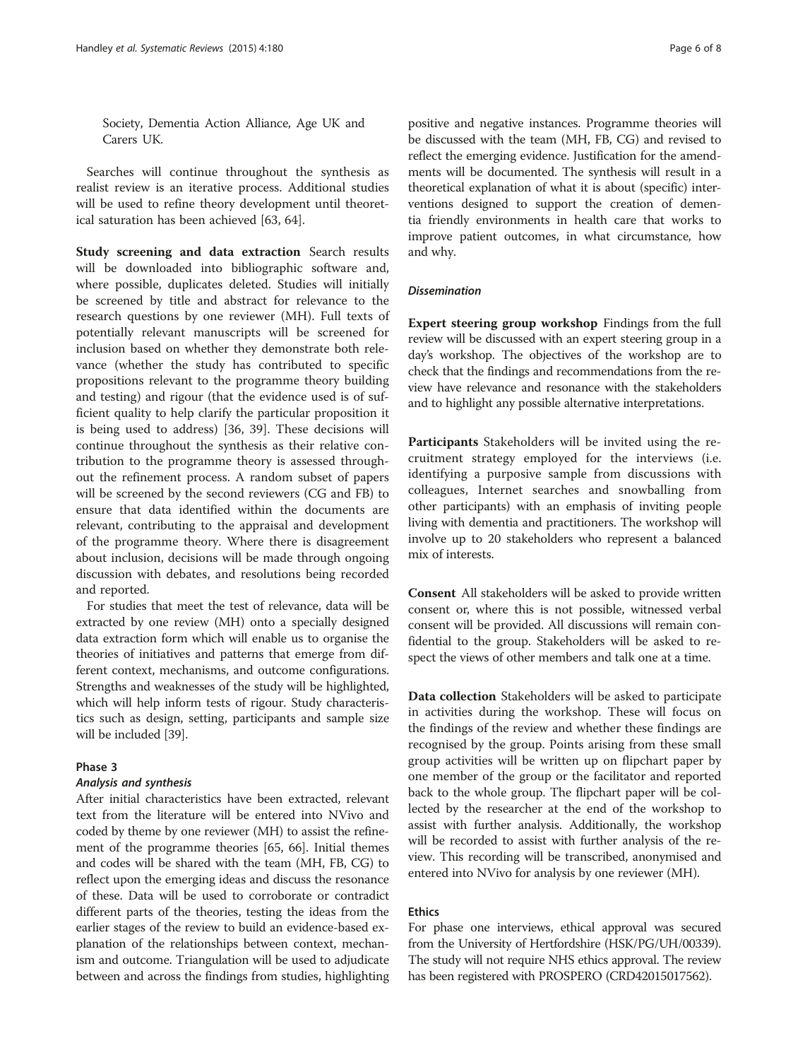Society, Dementia Action Alliance, Age UK and Carers UK.

Searches will continue throughout the synthesis as realist review is an iterative process. Additional studies will be used to refine theory development until theoretical saturation has been achieved [63, 64].

**Study screening and data extraction** Search results will be downloaded into bibliographic software and, where possible, duplicates deleted. Studies will initially be screened by title and abstract for relevance to the research questions by one reviewer (MH). Full texts of potentially relevant manuscripts will be screened for inclusion based on whether they demonstrate both relevance (whether the study has contributed to specific propositions relevant to the programme theory building and testing) and rigour (that the evidence used is of sufficient quality to help clarify the particular proposition it is being used to address) [36, 39]. These decisions will continue throughout the synthesis as their relative contribution to the programme theory is assessed throughout the refinement process. A random subset of papers will be screened by the second reviewers (CG and FB) to ensure that data identified within the documents are relevant, contributing to the appraisal and development of the programme theory. Where there is disagreement about inclusion, decisions will be made through ongoing discussion with debates, and resolutions being recorded and reported.

For studies that meet the test of relevance, data will be extracted by one review (MH) onto a specially designed data extraction form which will enable us to organise the theories of initiatives and patterns that emerge from different context, mechanisms, and outcome configurations. Strengths and weaknesses of the study will be highlighted, which will help inform tests of rigour. Study characteristics such as design, setting, participants and sample size will be included [39].

### Phase 3

#### *Analysis and synthesis*

After initial characteristics have been extracted, relevant text from the literature will be entered into NVivo and coded by theme by one reviewer (MH) to assist the refinement of the programme theories [65, 66]. Initial themes and codes will be shared with the team (MH, FB, CG) to reflect upon the emerging ideas and discuss the resonance of these. Data will be used to corroborate or contradict different parts of the theories, testing the ideas from the earlier stages of the review to build an evidence-based explanation of the relationships between context, mechanism and outcome. Triangulation will be used to adjudicate between and across the findings from studies, highlighting positive and negative instances. Programme theories will be discussed with the team (MH, FB, CG) and revised to reflect the emerging evidence. Justification for the amendments will be documented. The synthesis will result in a theoretical explanation of what it is about (specific) interventions designed to support the creation of dementia friendly environments in health care that works to improve patient outcomes, in what circumstance, how and why.

#### *Dissemination*

**Expert steering group workshop** Findings from the full review will be discussed with an expert steering group in a day's workshop. The objectives of the workshop are to check that the findings and recommendations from the review have relevance and resonance with the stakeholders and to highlight any possible alternative interpretations.

**Participants** Stakeholders will be invited using the recruitment strategy employed for the interviews (i.e. identifying a purposive sample from discussions with colleagues, Internet searches and snowballing from other participants) with an emphasis of inviting people living with dementia and practitioners. The workshop will involve up to 20 stakeholders who represent a balanced mix of interests.

**Consent** All stakeholders will be asked to provide written consent or, where this is not possible, witnessed verbal consent will be provided. All discussions will remain confidential to the group. Stakeholders will be asked to respect the views of other members and talk one at a time.

**Data collection** Stakeholders will be asked to participate in activities during the workshop. These will focus on the findings of the review and whether these findings are recognised by the group. Points arising from these small group activities will be written up on flipchart paper by one member of the group or the facilitator and reported back to the whole group. The flipchart paper will be collected by the researcher at the end of the workshop to assist with further analysis. Additionally, the workshop will be recorded to assist with further analysis of the review. This recording will be transcribed, anonymised and entered into NVivo for analysis by one reviewer (MH).

### Ethics

For phase one interviews, ethical approval was secured from the University of Hertfordshire (HSK/PG/UH/00339). The study will not require NHS ethics approval. The review has been registered with PROSPERO (CRD42015017562).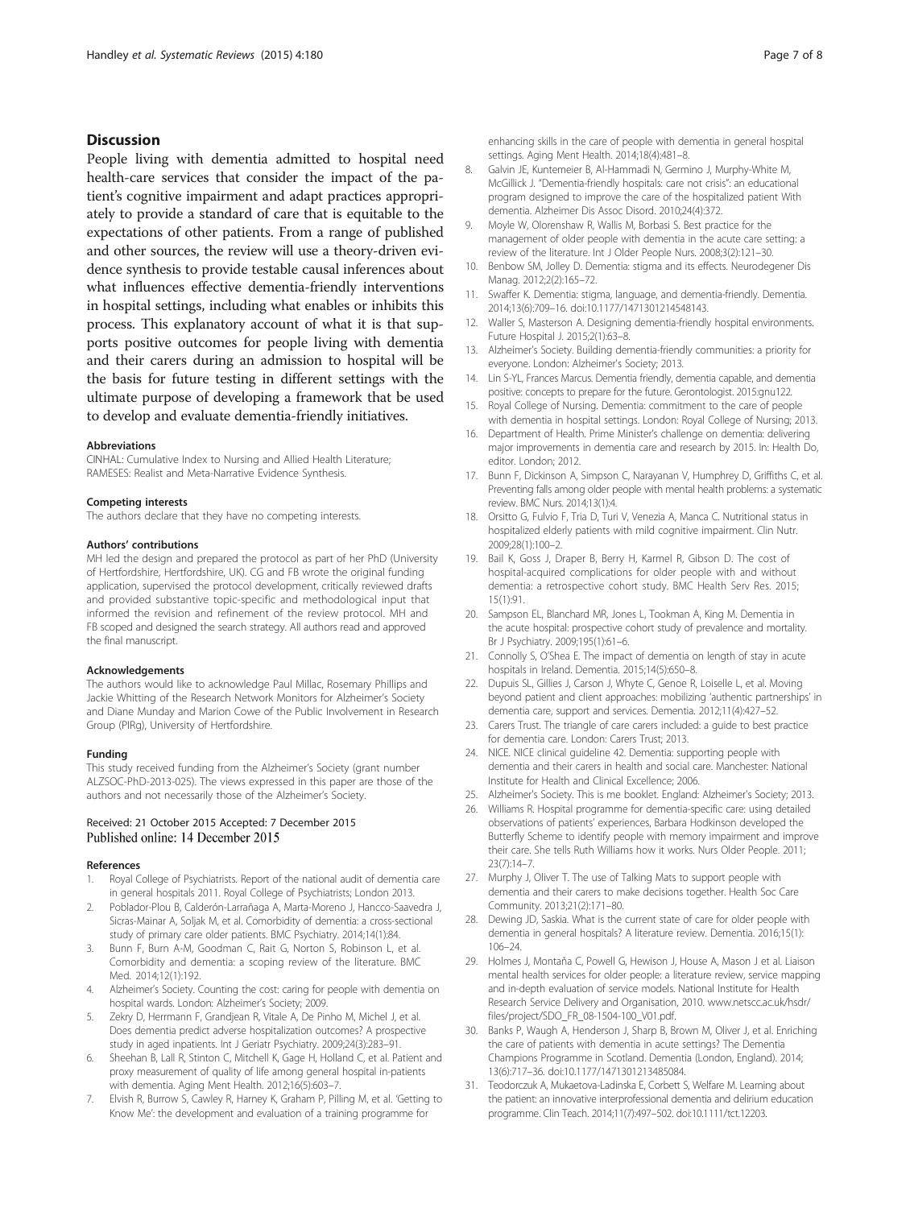## Discussion

People living with dementia admitted to hospital need health-care services that consider the impact of the patient's cognitive impairment and adapt practices appropriately to provide a standard of care that is equitable to the expectations of other patients. From a range of published and other sources, the review will use a theory-driven evidence synthesis to provide testable causal inferences about what influences effective dementia-friendly interventions in hospital settings, including what enables or inhibits this process. This explanatory account of what it is that supports positive outcomes for people living with dementia and their carers during an admission to hospital will be the basis for future testing in different settings with the ultimate purpose of developing a framework that be used to develop and evaluate dementia-friendly initiatives.

#### Abbreviations

CINHAL: Cumulative Index to Nursing and Allied Health Literature; RAMESES: Realist and Meta-Narrative Evidence Synthesis.

#### Competing interests

The authors declare that they have no competing interests.

#### Authors' contributions

MH led the design and prepared the protocol as part of her PhD (University of Hertfordshire, Hertfordshire, UK). CG and FB wrote the original funding application, supervised the protocol development, critically reviewed drafts and provided substantive topic-specific and methodological input that informed the revision and refinement of the review protocol. MH and FB scoped and designed the search strategy. All authors read and approved the final manuscript.

#### Acknowledgements

The authors would like to acknowledge Paul Millac, Rosemary Phillips and Jackie Whitting of the Research Network Monitors for Alzheimer's Society and Diane Munday and Marion Cowe of the Public Involvement in Research Group (PIRg), University of Hertfordshire.

#### Funding

This study received funding from the Alzheimer's Society (grant number ALZSOC-PhD-2013-025). The views expressed in this paper are those of the authors and not necessarily those of the Alzheimer's Society.

Received: 21 October 2015 Accepted: 7 December 2015
Published online: 14 December 2015

#### References

1. Royal College of Psychiatrists. Report of the national audit of dementia care in general hospitals 2011. Royal College of Psychiatrists; London 2013.
2. Poblador-Plou B, Calderón-Larrañaga A, Marta-Moreno J, Hancco-Saavedra J, Sicras-Mainar A, Soljak M, et al. Comorbidity of dementia: a cross-sectional study of primary care older patients. BMC Psychiatry. 2014;14(1):84.
3. Bunn F, Burn A-M, Goodman C, Rait G, Norton S, Robinson L, et al. Comorbidity and dementia: a scoping review of the literature. BMC Med. 2014;12(1):192.
4. Alzheimer's Society. Counting the cost: caring for people with dementia on hospital wards. London: Alzheimer's Society; 2009.
5. Zekry D, Herrmann F, Grandjean R, Vitale A, De Pinho M, Michel J, et al. Does dementia predict adverse hospitalization outcomes? A prospective study in aged inpatients. Int J Geriatr Psychiatry. 2009;24(3):283–91.
6. Sheehan B, Lall R, Stinton C, Mitchell K, Gage H, Holland C, et al. Patient and proxy measurement of quality of life among general hospital in-patients with dementia. Aging Ment Health. 2012;16(5):603–7.
7. Elvish R, Burrow S, Cawley R, Harney K, Graham P, Pilling M, et al. 'Getting to Know Me': the development and evaluation of a training programme for enhancing skills in the care of people with dementia in general hospital settings. Aging Ment Health. 2014;18(4):481–8.
8. Galvin JE, Kuntemeier B, Al-Hammadi N, Germino J, Murphy-White M, McGillick J. "Dementia-friendly hospitals: care not crisis": an educational program designed to improve the care of the hospitalized patient With dementia. Alzheimer Dis Assoc Disord. 2010;24(4):372.
9. Moyle W, Olorenshaw R, Wallis M, Borbasi S. Best practice for the management of older people with dementia in the acute care setting: a review of the literature. Int J Older People Nurs. 2008;3(2):121–30.
10. Benbow SM, Jolley D. Dementia: stigma and its effects. Neurodegener Dis Manag. 2012;2(2):165–72.
11. Swaffer K. Dementia: stigma, language, and dementia-friendly. Dementia. 2014;13(6):709–16. doi:10.1177/1471301214548143.
12. Waller S, Masterson A. Designing dementia-friendly hospital environments. Future Hospital J. 2015;2(1):63–8.
13. Alzheimer's Society. Building dementia-friendly communities: a priority for everyone. London: Alzheimer's Society; 2013.
14. Lin S-YL, Frances Marcus. Dementia friendly, dementia capable, and dementia positive: concepts to prepare for the future. Gerontologist. 2015:gnu122.
15. Royal College of Nursing. Dementia: commitment to the care of people with dementia in hospital settings. London: Royal College of Nursing; 2013.
16. Department of Health. Prime Minister's challenge on dementia: delivering major improvements in dementia care and research by 2015. In: Health Do, editor. London; 2012.
17. Bunn F, Dickinson A, Simpson C, Narayanan V, Humphrey D, Griffiths C, et al. Preventing falls among older people with mental health problems: a systematic review. BMC Nurs. 2014;13(1):4.
18. Orsitto G, Fulvio F, Tria D, Turi V, Venezia A, Manca C. Nutritional status in hospitalized elderly patients with mild cognitive impairment. Clin Nutr. 2009;28(1):100–2.
19. Bail K, Goss J, Draper B, Berry H, Karmel R, Gibson D. The cost of hospital-acquired complications for older people with and without dementia: a retrospective cohort study. BMC Health Serv Res. 2015; 15(1):91.
20. Sampson EL, Blanchard MR, Jones L, Tookman A, King M. Dementia in the acute hospital: prospective cohort study of prevalence and mortality. Br J Psychiatry. 2009;195(1):61–6.
21. Connolly S, O'Shea E. The impact of dementia on length of stay in acute hospitals in Ireland. Dementia. 2015;14(5):650–8.
22. Dupuis SL, Gillies J, Carson J, Whyte C, Genoe R, Loiselle L, et al. Moving beyond patient and client approaches: mobilizing 'authentic partnerships' in dementia care, support and services. Dementia. 2012;11(4):427–52.
23. Carers Trust. The triangle of care carers included: a guide to best practice for dementia care. London: Carers Trust; 2013.
24. NICE. NICE clinical guideline 42. Dementia: supporting people with dementia and their carers in health and social care. Manchester: National Institute for Health and Clinical Excellence; 2006.
25. Alzheimer's Society. This is me booklet. England: Alzheimer's Society; 2013.
26. Williams R. Hospital programme for dementia-specific care: using detailed observations of patients' experiences, Barbara Hodkinson developed the Butterfly Scheme to identify people with memory impairment and improve their care. She tells Ruth Williams how it works. Nurs Older People. 2011; 23(7):14–7.
27. Murphy J, Oliver T. The use of Talking Mats to support people with dementia and their carers to make decisions together. Health Soc Care Community. 2013;21(2):171–80.
28. Dewing JD, Saskia. What is the current state of care for older people with dementia in general hospitals? A literature review. Dementia. 2016;15(1): 106–24.
29. Holmes J, Montaña C, Powell G, Hewison J, House A, Mason J et al. Liaison mental health services for older people: a literature review, service mapping and in-depth evaluation of service models. National Institute for Health Research Service Delivery and Organisation, 2010. www.netscc.ac.uk/hsdr/files/project/SDO_FR_08-1504-100_V01.pdf.
30. Banks P, Waugh A, Henderson J, Sharp B, Brown M, Oliver J, et al. Enriching the care of patients with dementia in acute settings? The Dementia Champions Programme in Scotland. Dementia (London, England). 2014; 13(6):717–36. doi:10.1177/1471301213485084.
31. Teodorczuk A, Mukaetova-Ladinska E, Corbett S, Welfare M. Learning about the patient: an innovative interprofessional dementia and delirium education programme. Clin Teach. 2014;11(7):497–502. doi:10.1111/tct.12203.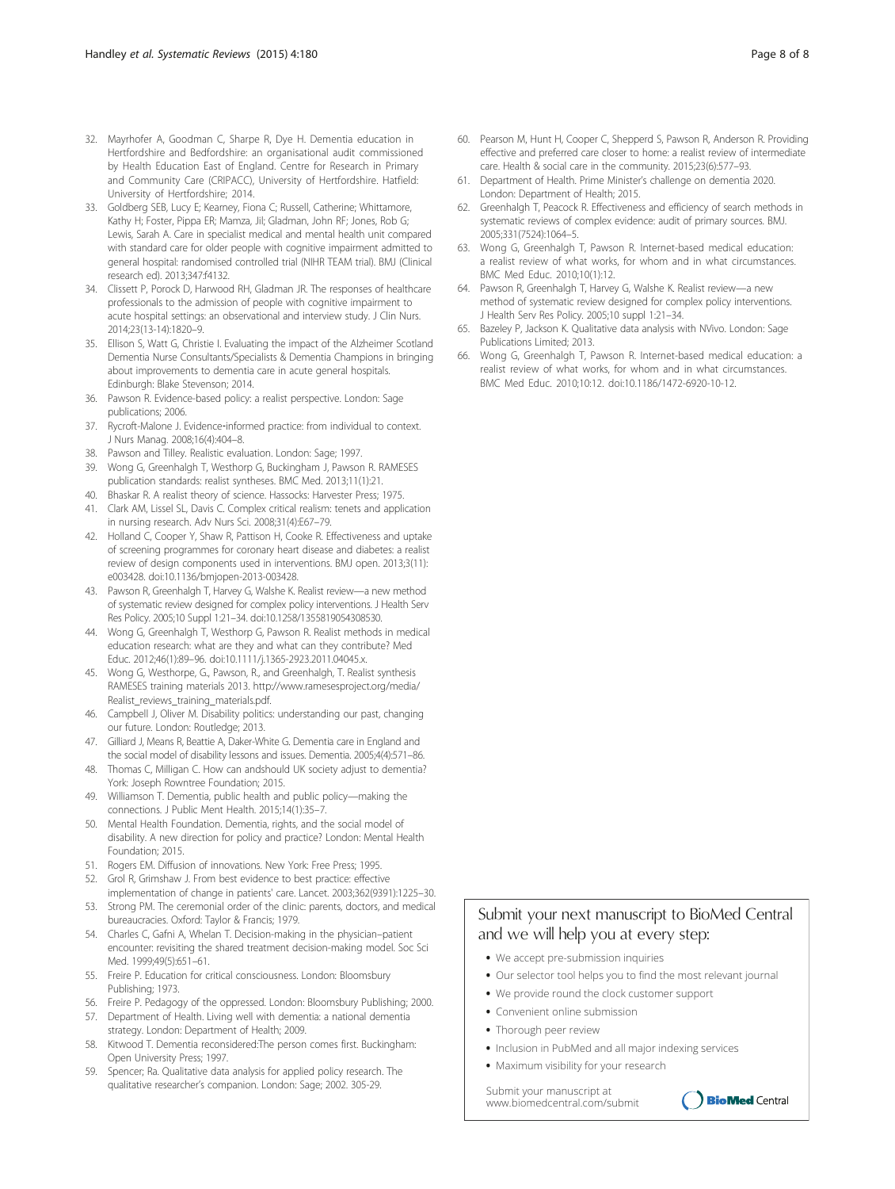32. Mayrhofer A, Goodman C, Sharpe R, Dye H. Dementia education in Hertfordshire and Bedfordshire: an organisational audit commissioned by Health Education East of England. Centre for Research in Primary and Community Care (CRIPACC), University of Hertfordshire. Hatfield: University of Hertfordshire; 2014.
33. Goldberg SEB, Lucy E; Kearney, Fiona C; Russell, Catherine; Whittamore, Kathy H; Foster, Pippa ER; Mamza, Jil; Gladman, John RF; Jones, Rob G; Lewis, Sarah A. Care in specialist medical and mental health unit compared with standard care for older people with cognitive impairment admitted to general hospital: randomised controlled trial (NIHR TEAM trial). BMJ (Clinical research ed). 2013;347:f4132.
34. Clissett P, Porock D, Harwood RH, Gladman JR. The responses of healthcare professionals to the admission of people with cognitive impairment to acute hospital settings: an observational and interview study. J Clin Nurs. 2014;23(13-14):1820–9.
35. Ellison S, Watt G, Christie I. Evaluating the impact of the Alzheimer Scotland Dementia Nurse Consultants/Specialists & Dementia Champions in bringing about improvements to dementia care in acute general hospitals. Edinburgh: Blake Stevenson; 2014.
36. Pawson R. Evidence-based policy: a realist perspective. London: Sage publications; 2006.
37. Rycroft-Malone J. Evidence-informed practice: from individual to context. J Nurs Manag. 2008;16(4):404–8.
38. Pawson and Tilley. Realistic evaluation. London: Sage; 1997.
39. Wong G, Greenhalgh T, Westhorp G, Buckingham J, Pawson R. RAMESES publication standards: realist syntheses. BMC Med. 2013;11(1):21.
40. Bhaskar R. A realist theory of science. Hassocks: Harvester Press; 1975.
41. Clark AM, Lissel SL, Davis C. Complex critical realism: tenets and application in nursing research. Adv Nurs Sci. 2008;31(4):E67–79.
42. Holland C, Cooper Y, Shaw R, Pattison H, Cooke R. Effectiveness and uptake of screening programmes for coronary heart disease and diabetes: a realist review of design components used in interventions. BMJ open. 2013;3(11): e003428. doi:10.1136/bmjopen-2013-003428.
43. Pawson R, Greenhalgh T, Harvey G, Walshe K. Realist review—a new method of systematic review designed for complex policy interventions. J Health Serv Res Policy. 2005;10 Suppl 1:21–34. doi:10.1258/1355819054308530.
44. Wong G, Greenhalgh T, Westhorp G, Pawson R. Realist methods in medical education research: what are they and what can they contribute? Med Educ. 2012;46(1):89–96. doi:10.1111/j.1365-2923.2011.04045.x.
45. Wong G, Westhorpe, G., Pawson, R., and Greenhalgh, T. Realist synthesis RAMESES training materials 2013. http://www.ramesesproject.org/media/Realist_reviews_training_materials.pdf.
46. Campbell J, Oliver M. Disability politics: understanding our past, changing our future. London: Routledge; 2013.
47. Gilliard J, Means R, Beattie A, Daker-White G. Dementia care in England and the social model of disability lessons and issues. Dementia. 2005;4(4):571–86.
48. Thomas C, Milligan C. How can andshould UK society adjust to dementia? York: Joseph Rowntree Foundation; 2015.
49. Williamson T. Dementia, public health and public policy—making the connections. J Public Ment Health. 2015;14(1):35–7.
50. Mental Health Foundation. Dementia, rights, and the social model of disability. A new direction for policy and practice? London: Mental Health Foundation; 2015.
51. Rogers EM. Diffusion of innovations. New York: Free Press; 1995.
52. Grol R, Grimshaw J. From best evidence to best practice: effective implementation of change in patients' care. Lancet. 2003;362(9391):1225–30.
53. Strong PM. The ceremonial order of the clinic: parents, doctors, and medical bureaucracies. Oxford: Taylor & Francis; 1979.
54. Charles C, Gafni A, Whelan T. Decision-making in the physician–patient encounter: revisiting the shared treatment decision-making model. Soc Sci Med. 1999;49(5):651–61.
55. Freire P. Education for critical consciousness. London: Bloomsbury Publishing; 1973.
56. Freire P. Pedagogy of the oppressed. London: Bloomsbury Publishing; 2000.
57. Department of Health. Living well with dementia: a national dementia strategy. London: Department of Health; 2009.
58. Kitwood T. Dementia reconsidered:The person comes first. Buckingham: Open University Press; 1997.
59. Spencer; Ra. Qualitative data analysis for applied policy research. The qualitative researcher's companion. London: Sage; 2002. 305-29.
60. Pearson M, Hunt H, Cooper C, Shepperd S, Pawson R, Anderson R. Providing effective and preferred care closer to home: a realist review of intermediate care. Health & social care in the community. 2015;23(6):577–93.
61. Department of Health. Prime Minister's challenge on dementia 2020. London: Department of Health; 2015.
62. Greenhalgh T, Peacock R. Effectiveness and efficiency of search methods in systematic reviews of complex evidence: audit of primary sources. BMJ. 2005;331(7524):1064–5.
63. Wong G, Greenhalgh T, Pawson R. Internet-based medical education: a realist review of what works, for whom and in what circumstances. BMC Med Educ. 2010;10(1):12.
64. Pawson R, Greenhalgh T, Harvey G, Walshe K. Realist review—a new method of systematic review designed for complex policy interventions. J Health Serv Res Policy. 2005;10 suppl 1:21–34.
65. Bazeley P, Jackson K. Qualitative data analysis with NVivo. London: Sage Publications Limited; 2013.
66. Wong G, Greenhalgh T, Pawson R. Internet-based medical education: a realist review of what works, for whom and in what circumstances. BMC Med Educ. 2010;10:12. doi:10.1186/1472-6920-10-12.

Submit your next manuscript to BioMed Central and we will help you at every step:

- We accept pre-submission inquiries
- Our selector tool helps you to find the most relevant journal
- We provide round the clock customer support
- Convenient online submission
- Thorough peer review
- Inclusion in PubMed and all major indexing services
- Maximum visibility for your research

Submit your manuscript at www.biomedcentral.com/submit

BioMed Central